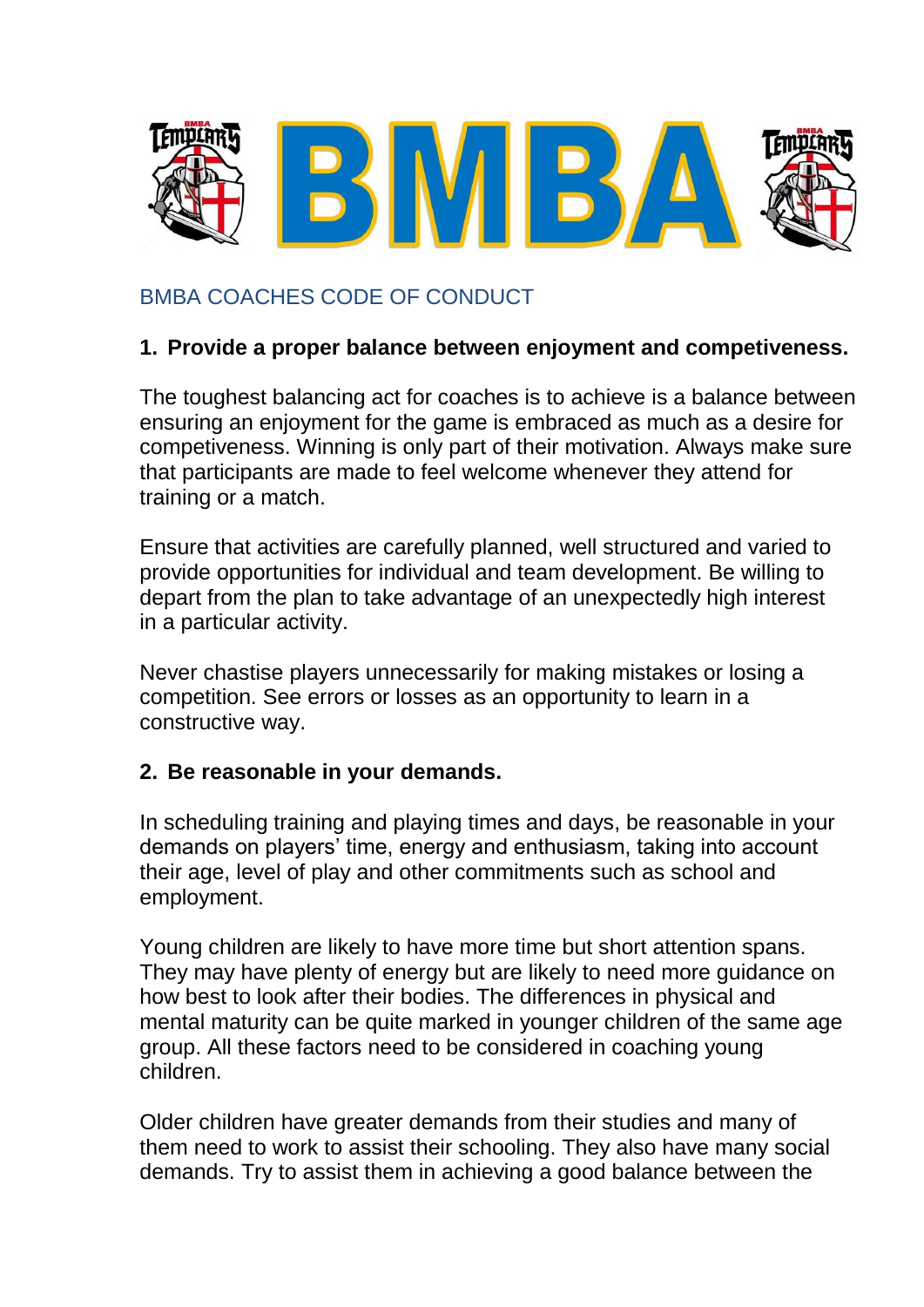# BMBA

## BMBA COACHES CODE OF CONDUCT

### 1. Provide a proper balance between enjoyment and competeveness.

The toughest balancing act for coaches is to achieve is a balance between ensuring an enjoyment for the game is embraced as much as a desire for competiveness. Winning is only part of their motivation. Always make sure that participants are made to feel welcome whenever they attend for training or a match.

Ensure that activities are carefully planned, well structured and varied to provide opportunities for individual and team development. Be willing to depart from the plan to take advantage of an unexpectedly high interest in a particular activity.

Never chastise players unnecessarily for making mistakes or losing a competition. See errors or losses as an opportunity to learn in a constructive way.

### 2. Be reasonable in your demands.

In scheduling training and playing times and days, be reasonable in your demands on players' time, energy and enthusiasm, taking into account their age, level of play and other commitments such as school and employment.

Young children are likely to have more time but short attention spans. They may have plenty of energy but are likely to need more guidance on how best to look after their bodies. The differences in physical and mental maturity can be quite marked in younger children of the same age group. All these factors need to be considered in coaching young children.

Older children have greater demands from their studies and many of them need to work to assist their schooling. They also have many social demands. Try to assist them in achieving a good balance between the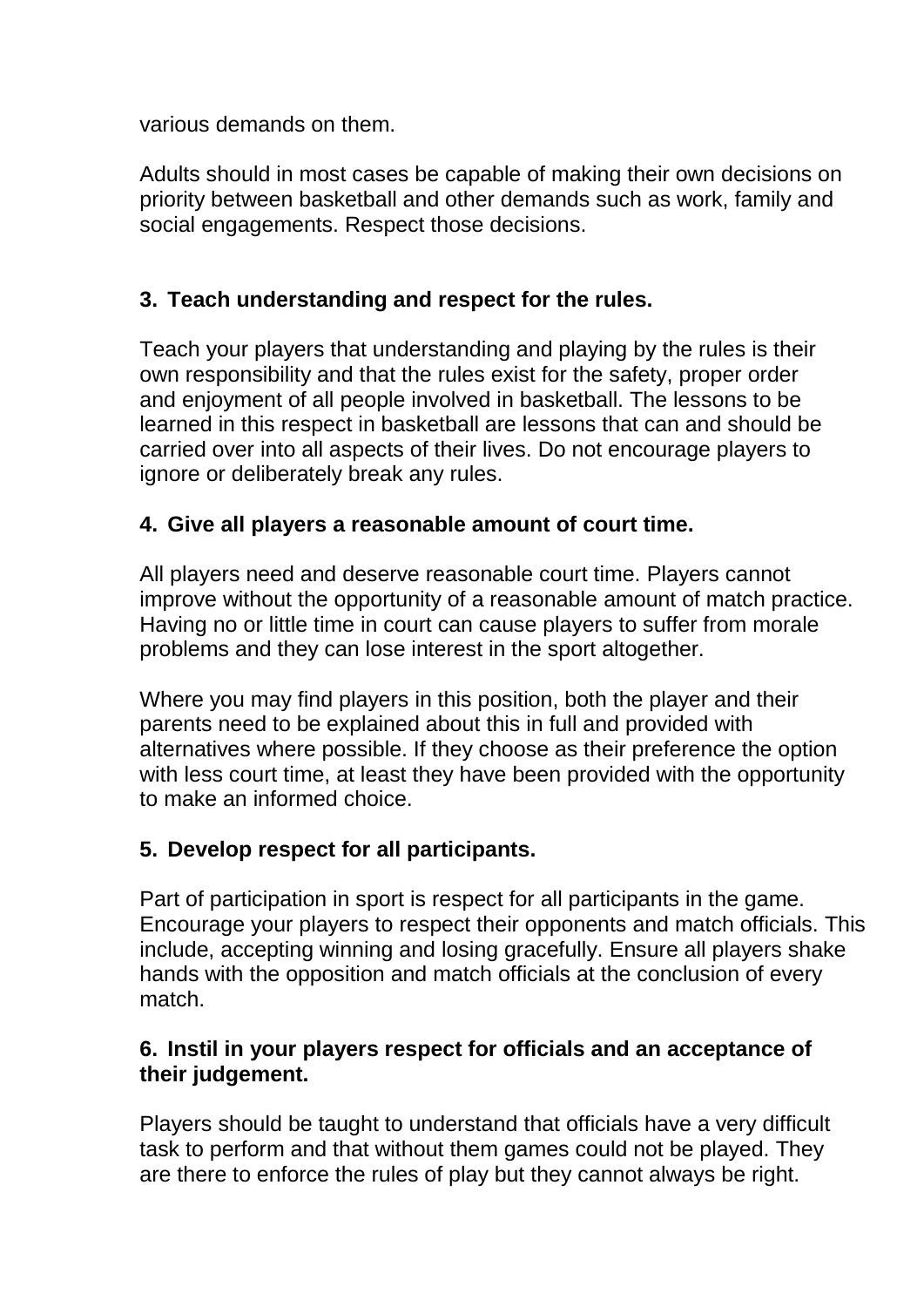various demands on them.

Adults should in most cases be capable of making their own decisions on priority between basketball and other demands such as work, family and social engagements. Respect those decisions.

**3. Teach understanding and respect for the rules.**

Teach your players that understanding and playing by the rules is their own responsibility and that the rules exist for the safety, proper order and enjoyment of all people involved in basketball. The lessons to be learned in this respect in basketball are lessons that can and should be carried over into all aspects of their lives. Do not encourage players to ignore or deliberately break any rules.

**4. Give all players a reasonable amount of court time.**

All players need and deserve reasonable court time. Players cannot improve without the opportunity of a reasonable amount of match practice. Having no or little time in court can cause players to suffer from morale problems and they can lose interest in the sport altogether.

Where you may find players in this position, both the player and their parents need to be explained about this in full and provided with alternatives where possible. If they choose as their preference the option with less court time, at least they have been provided with the opportunity to make an informed choice.

**5. Develop respect for all participants.**

Part of participation in sport is respect for all participants in the game. Encourage your players to respect their opponents and match officials. This include, accepting winning and losing gracefully. Ensure all players shake hands with the opposition and match officials at the conclusion of every match.

**6. Instil in your players respect for officials and an acceptance of their judgement.**

Players should be taught to understand that officials have a very difficult task to perform and that without them games could not be played. They are there to enforce the rules of play but they cannot always be right.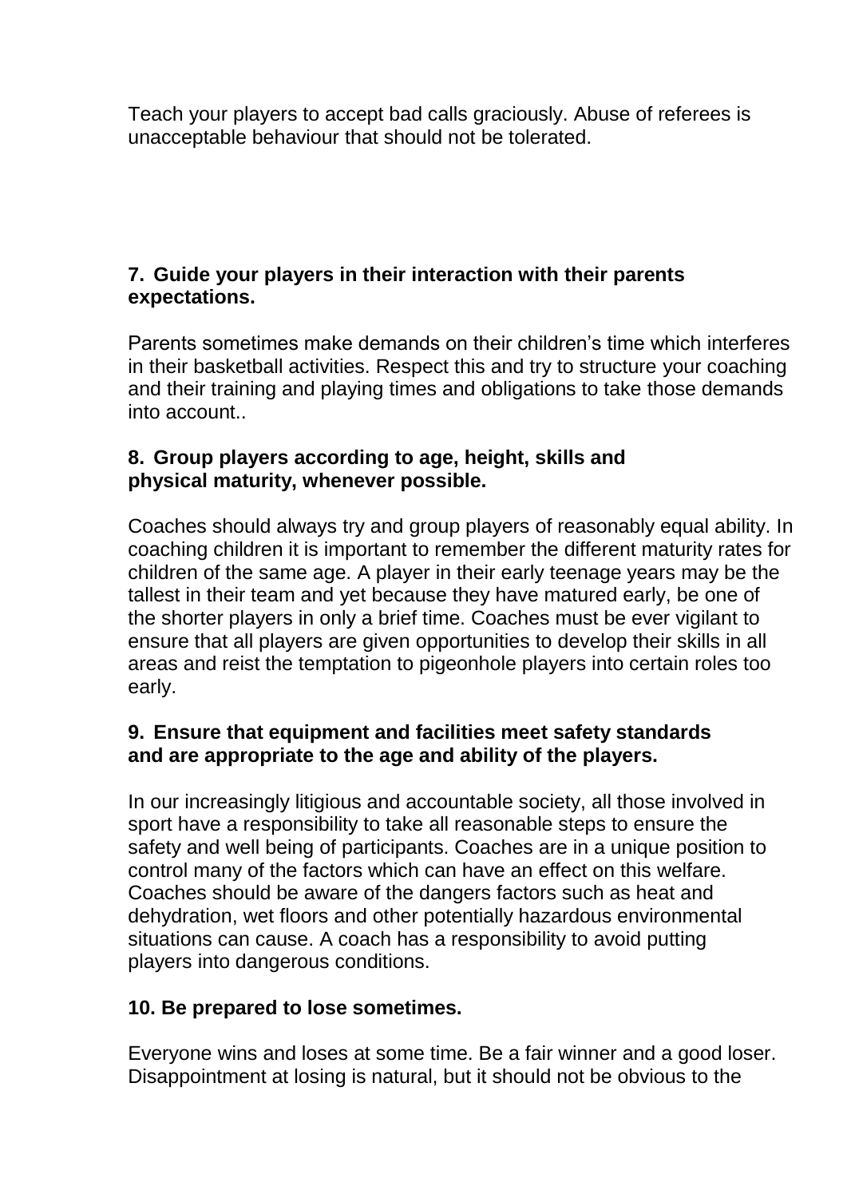Teach your players to accept bad calls graciously. Abuse of referees is unacceptable behaviour that should not be tolerated.

**7. Guide your players in their interaction with their parents expectations.**

Parents sometimes make demands on their children's time which interferes in their basketball activities. Respect this and try to structure your coaching and their training and playing times and obligations to take those demands into account..

**8. Group players according to age, height, skills and physical maturity, whenever possible.**

Coaches should always try and group players of reasonably equal ability. In coaching children it is important to remember the different maturity rates for children of the same age. A player in their early teenage years may be the tallest in their team and yet because they have matured early, be one of the shorter players in only a brief time. Coaches must be ever vigilant to ensure that all players are given opportunities to develop their skills in all areas and reist the temptation to pigeonhole players into certain roles too early.

**9. Ensure that equipment and facilities meet safety standards and are appropriate to the age and ability of the players.**

In our increasingly litigious and accountable society, all those involved in sport have a responsibility to take all reasonable steps to ensure the safety and well being of participants. Coaches are in a unique position to control many of the factors which can have an effect on this welfare. Coaches should be aware of the dangers factors such as heat and dehydration, wet floors and other potentially hazardous environmental situations can cause. A coach has a responsibility to avoid putting players into dangerous conditions.

**10. Be prepared to lose sometimes.**

Everyone wins and loses at some time. Be a fair winner and a good loser. Disappointment at losing is natural, but it should not be obvious to the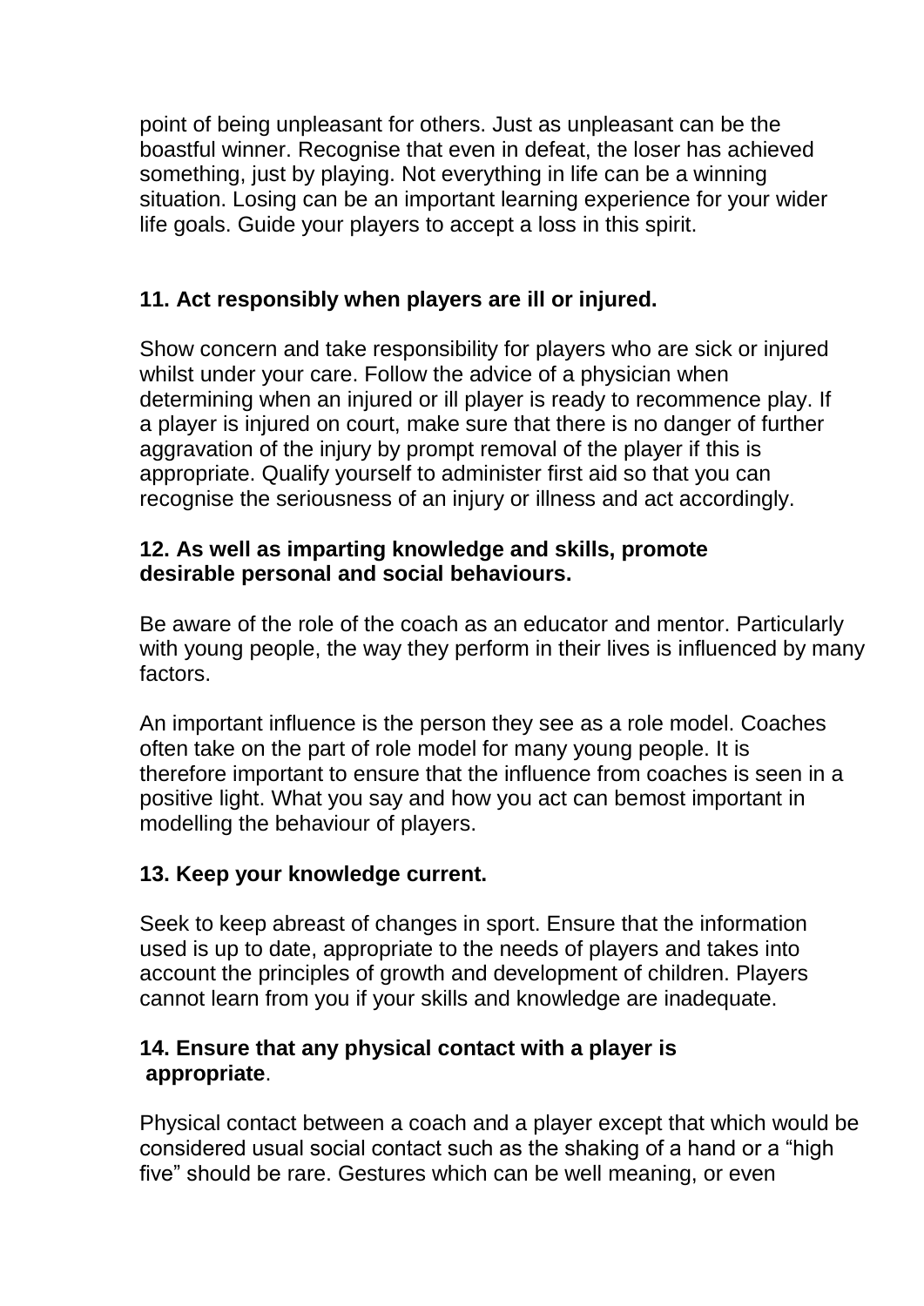point of being unpleasant for others. Just as unpleasant can be the boastful winner. Recognise that even in defeat, the loser has achieved something, just by playing. Not everything in life can be a winning situation. Losing can be an important learning experience for your wider life goals. Guide your players to accept a loss in this spirit.

**11. Act responsibly when players are ill or injured.**

Show concern and take responsibility for players who are sick or injured whilst under your care. Follow the advice of a physician when determining when an injured or ill player is ready to recommence play. If a player is injured on court, make sure that there is no danger of further aggravation of the injury by prompt removal of the player if this is appropriate. Qualify yourself to administer first aid so that you can recognise the seriousness of an injury or illness and act accordingly.

**12. As well as imparting knowledge and skills, promote desirable personal and social behaviours.**

Be aware of the role of the coach as an educator and mentor. Particularly with young people, the way they perform in their lives is influenced by many factors.

An important influence is the person they see as a role model. Coaches often take on the part of role model for many young people. It is therefore important to ensure that the influence from coaches is seen in a positive light. What you say and how you act can bemost important in modelling the behaviour of players.

**13. Keep your knowledge current.**

Seek to keep abreast of changes in sport. Ensure that the information used is up to date, appropriate to the needs of players and takes into account the principles of growth and development of children. Players cannot learn from you if your skills and knowledge are inadequate.

**14. Ensure that any physical contact with a player is appropriate**.

Physical contact between a coach and a player except that which would be considered usual social contact such as the shaking of a hand or a "high five" should be rare. Gestures which can be well meaning, or even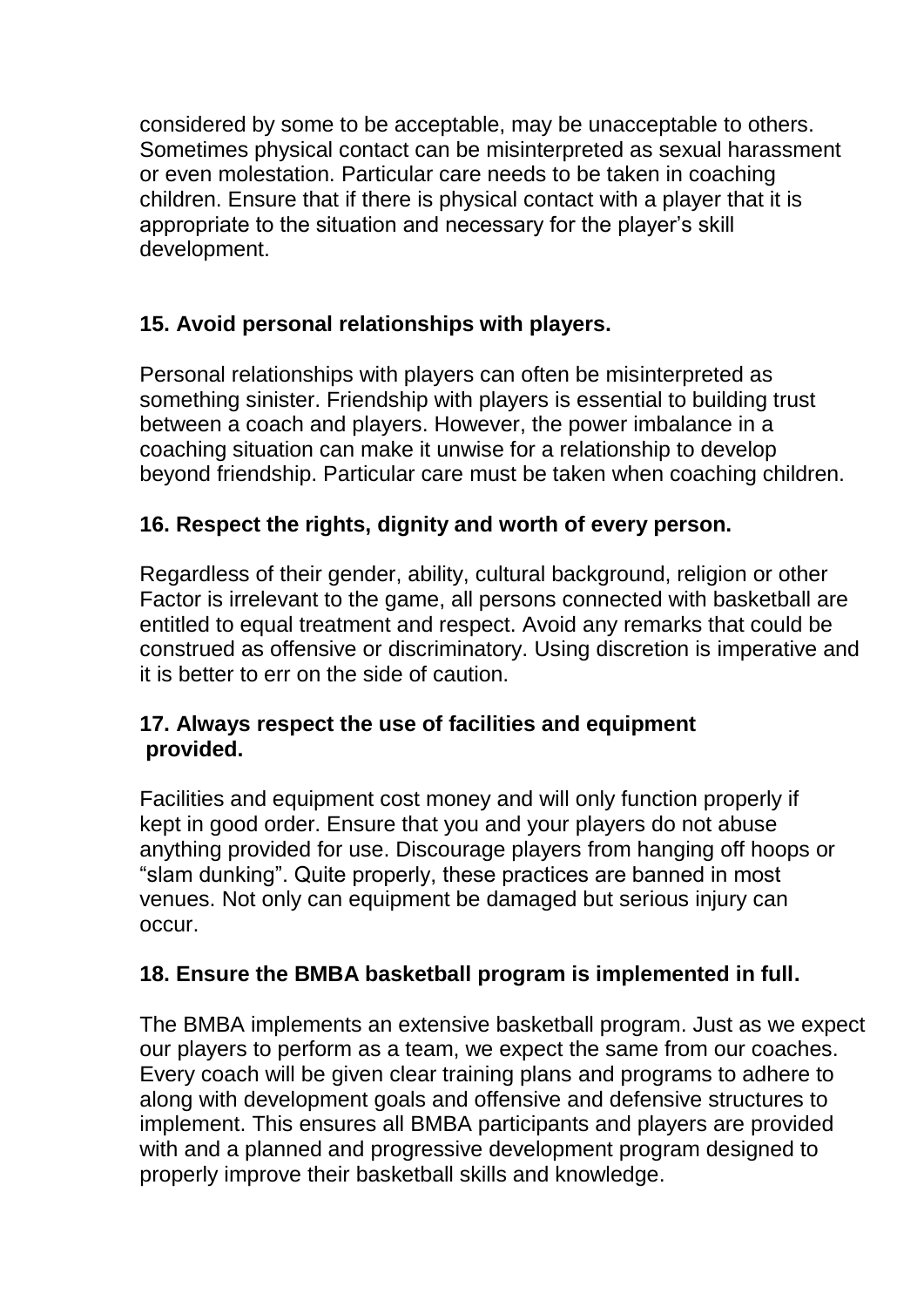considered by some to be acceptable, may be unacceptable to others. Sometimes physical contact can be misinterpreted as sexual harassment or even molestation. Particular care needs to be taken in coaching children. Ensure that if there is physical contact with a player that it is appropriate to the situation and necessary for the player's skill development.

**15. Avoid personal relationships with players.**

Personal relationships with players can often be misinterpreted as something sinister. Friendship with players is essential to building trust between a coach and players. However, the power imbalance in a coaching situation can make it unwise for a relationship to develop beyond friendship. Particular care must be taken when coaching children.

**16. Respect the rights, dignity and worth of every person.**

Regardless of their gender, ability, cultural background, religion or other Factor is irrelevant to the game, all persons connected with basketball are entitled to equal treatment and respect. Avoid any remarks that could be construed as offensive or discriminatory. Using discretion is imperative and it is better to err on the side of caution.

**17. Always respect the use of facilities and equipment provided.**

Facilities and equipment cost money and will only function properly if kept in good order. Ensure that you and your players do not abuse anything provided for use. Discourage players from hanging off hoops or "slam dunking". Quite properly, these practices are banned in most venues. Not only can equipment be damaged but serious injury can occur.

**18. Ensure the BMBA basketball program is implemented in full.**

The BMBA implements an extensive basketball program. Just as we expect our players to perform as a team, we expect the same from our coaches. Every coach will be given clear training plans and programs to adhere to along with development goals and offensive and defensive structures to implement. This ensures all BMBA participants and players are provided with and a planned and progressive development program designed to properly improve their basketball skills and knowledge.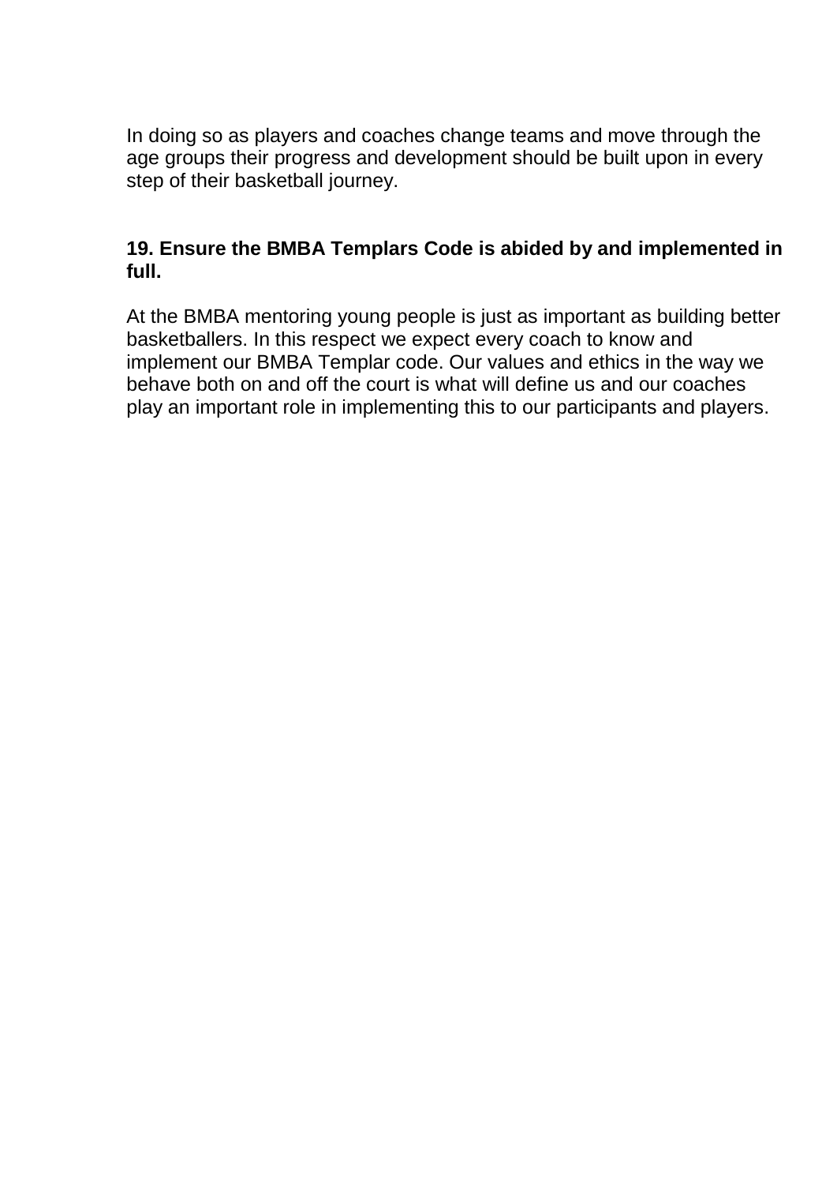In doing so as players and coaches change teams and move through the age groups their progress and development should be built upon in every step of their basketball journey.

**19. Ensure the BMBA Templars Code is abided by and implemented in full.**

At the BMBA mentoring young people is just as important as building better basketballers. In this respect we expect every coach to know and implement our BMBA Templar code. Our values and ethics in the way we behave both on and off the court is what will define us and our coaches play an important role in implementing this to our participants and players.